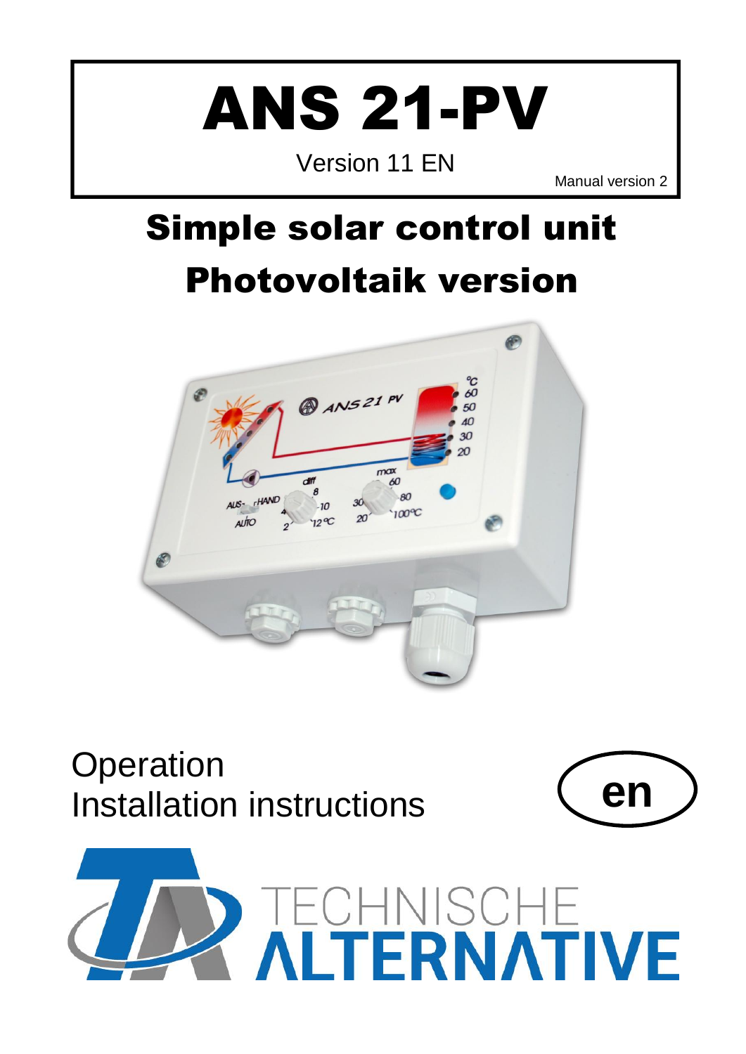# ANS 21-PV

Version 11 EN

Manual version 2

# Simple solar control unit

# Photovoltaik version

Operation

Installation instructions

**en**

TECHNISCHE ALTERNATIVE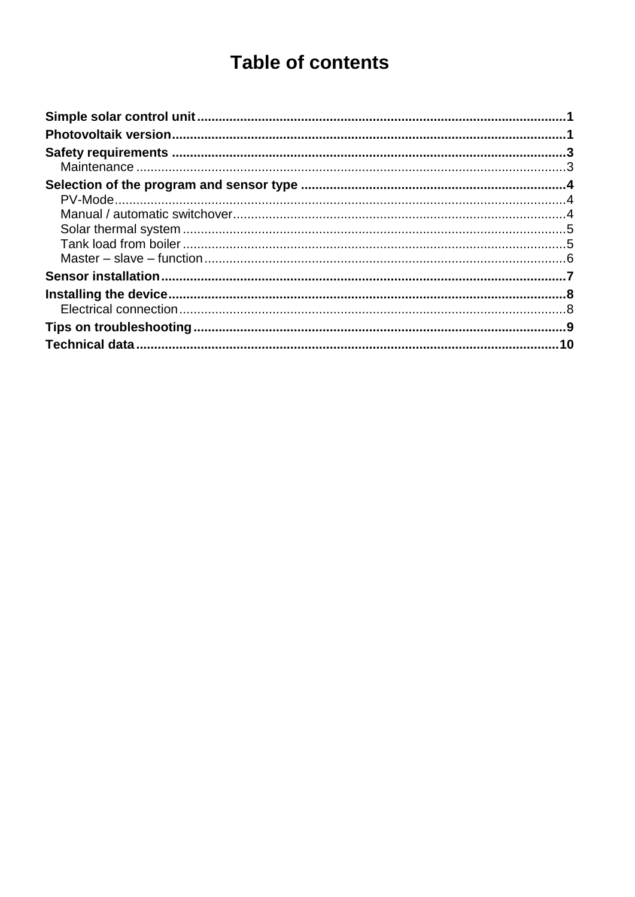# Table of contents

**Simple solar control unit** ..................................................................................................... **1**
**Photovoltaik version** ............................................................................................................ **1**
**Safety requirements** ............................................................................................................ **3**
  Maintenance ...................................................................................................................... 3
**Selection of the program and sensor type** ........................................................................ **4**
  PV-Mode ............................................................................................................................ 4
  Manual / automatic switchover ............................................................................................ 4
  Solar thermal system .......................................................................................................... 5
  Tank load from boiler .......................................................................................................... 5
  Master – slave – function .................................................................................................... 6
**Sensor installation** ............................................................................................................... **7**
**Installing the device** ............................................................................................................. **8**
  Electrical connection ........................................................................................................... 8
**Tips on troubleshooting** ...................................................................................................... **9**
**Technical data** .................................................................................................................... **10**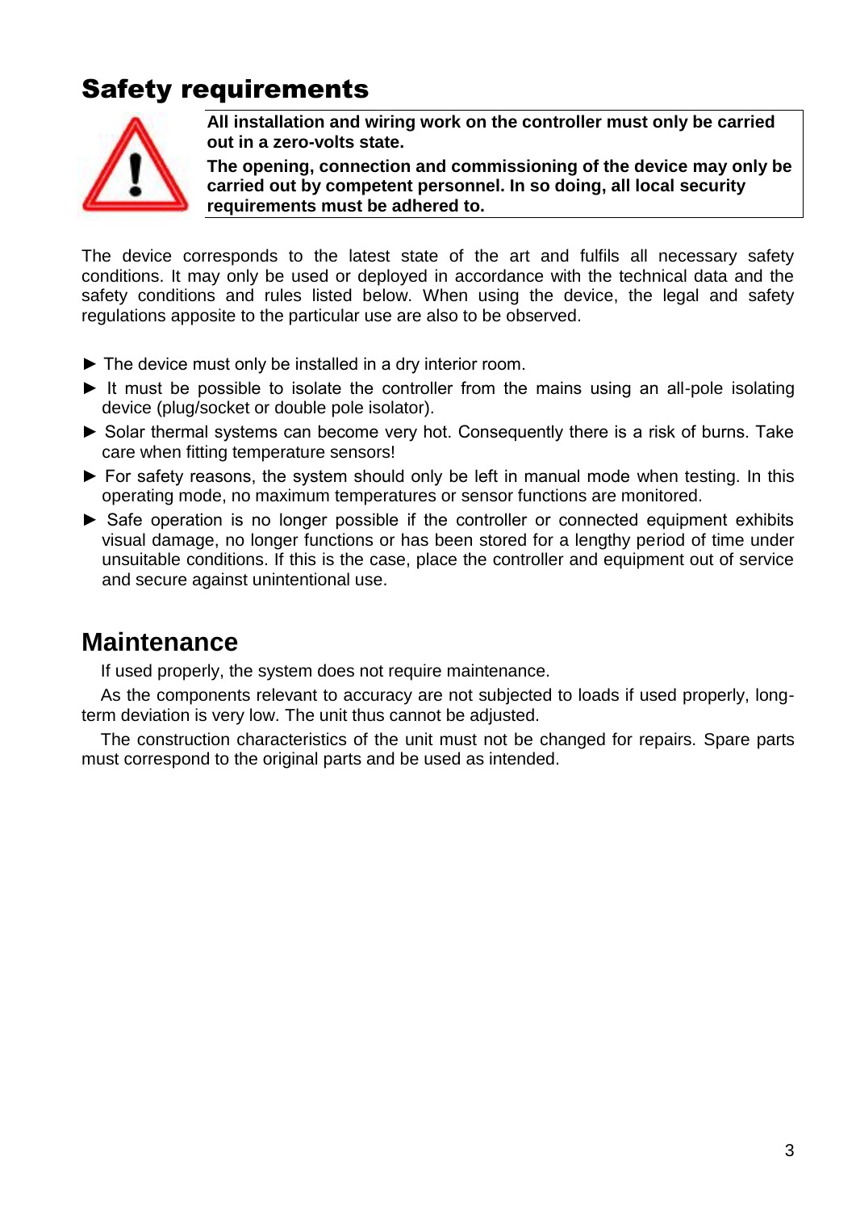## Safety requirements

**All installation and wiring work on the controller must only be carried out in a zero-volts state.**

**The opening, connection and commissioning of the device may only be carried out by competent personnel. In so doing, all local security requirements must be adhered to.**

The device corresponds to the latest state of the art and fulfils all necessary safety conditions. It may only be used or deployed in accordance with the technical data and the safety conditions and rules listed below. When using the device, the legal and safety regulations apposite to the particular use are also to be observed.

- ► The device must only be installed in a dry interior room.
- ► It must be possible to isolate the controller from the mains using an all-pole isolating device (plug/socket or double pole isolator).
- ► Solar thermal systems can become very hot. Consequently there is a risk of burns. Take care when fitting temperature sensors!
- ► For safety reasons, the system should only be left in manual mode when testing. In this operating mode, no maximum temperatures or sensor functions are monitored.
- ► Safe operation is no longer possible if the controller or connected equipment exhibits visual damage, no longer functions or has been stored for a lengthy period of time under unsuitable conditions. If this is the case, place the controller and equipment out of service and secure against unintentional use.

## Maintenance

If used properly, the system does not require maintenance.

As the components relevant to accuracy are not subjected to loads if used properly, long-term deviation is very low. The unit thus cannot be adjusted.

The construction characteristics of the unit must not be changed for repairs. Spare parts must correspond to the original parts and be used as intended.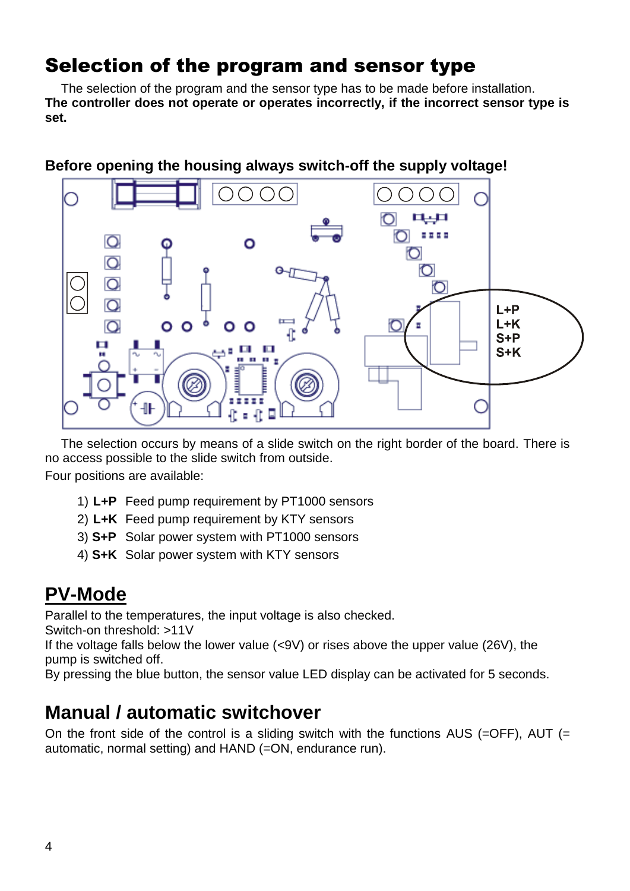# Selection of the program and sensor type

The selection of the program and the sensor type has to be made before installation.
**The controller does not operate or operates incorrectly, if the incorrect sensor type is set.**

**Before opening the housing always switch-off the supply voltage!**

The selection occurs by means of a slide switch on the right border of the board. There is no access possible to the slide switch from outside.

Four positions are available:

1) **L+P** Feed pump requirement by PT1000 sensors
2) **L+K** Feed pump requirement by KTY sensors
3) **S+P** Solar power system with PT1000 sensors
4) **S+K** Solar power system with KTY sensors

# PV-Mode

Parallel to the temperatures, the input voltage is also checked.
Switch-on threshold: >11V
If the voltage falls below the lower value (<9V) or rises above the upper value (26V), the pump is switched off.
By pressing the blue button, the sensor value LED display can be activated for 5 seconds.

# Manual / automatic switchover

On the front side of the control is a sliding switch with the functions AUS (=OFF), AUT (= automatic, normal setting) and HAND (=ON, endurance run).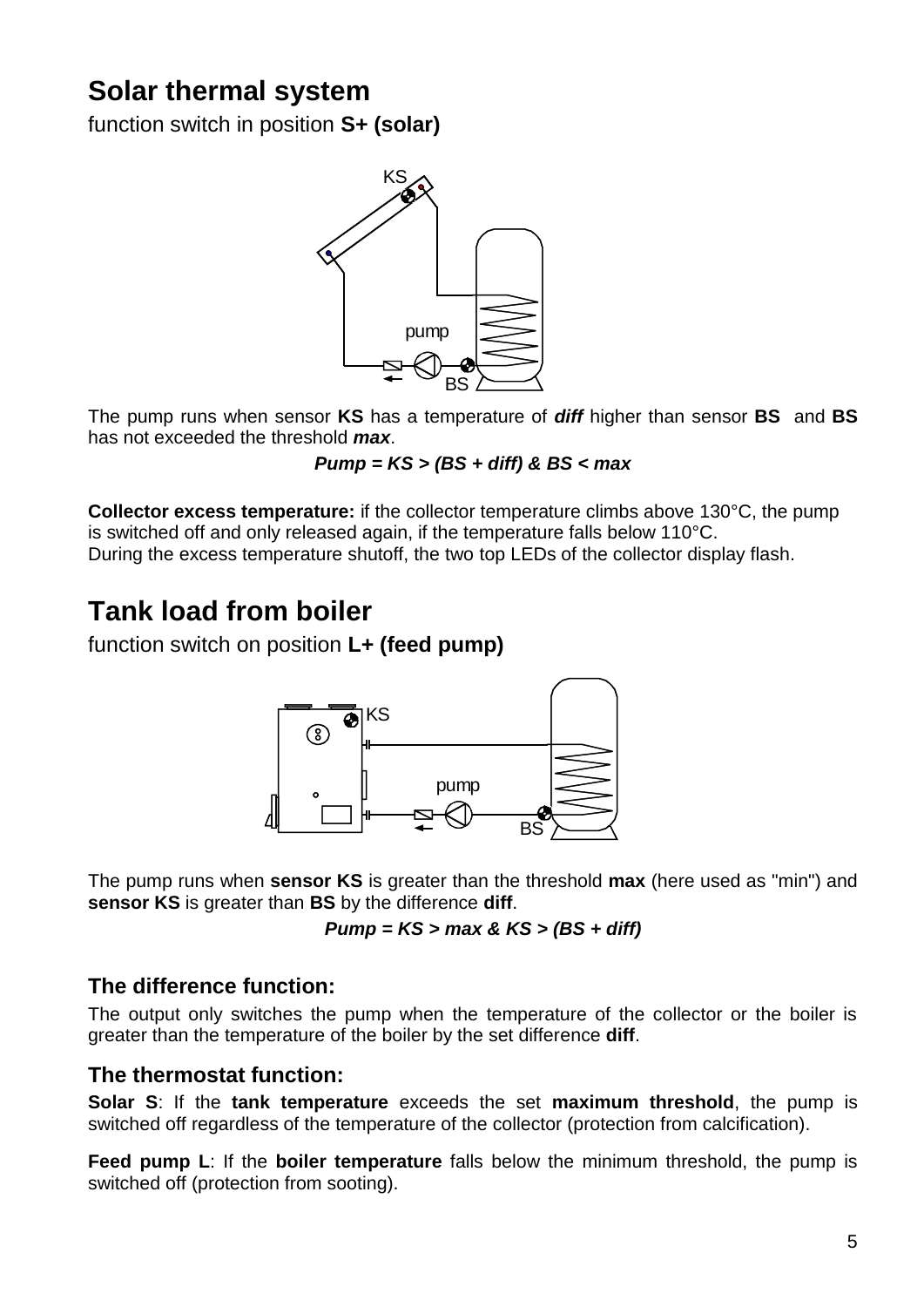# Solar thermal system

function switch in position **S+ (solar)**

The pump runs when sensor **KS** has a temperature of ***diff*** higher than sensor **BS** and **BS** has not exceeded the threshold ***max***.

***Pump = KS > (BS + diff) & BS < max***

**Collector excess temperature:** if the collector temperature climbs above 130°C, the pump is switched off and only released again, if the temperature falls below 110°C.
During the excess temperature shutoff, the two top LEDs of the collector display flash.

# Tank load from boiler

function switch on position **L+ (feed pump)**

The pump runs when **sensor KS** is greater than the threshold **max** (here used as "min") and **sensor KS** is greater than **BS** by the difference **diff**.

***Pump = KS > max & KS > (BS + diff)***

### The difference function:

The output only switches the pump when the temperature of the collector or the boiler is greater than the temperature of the boiler by the set difference **diff**.

### The thermostat function:

**Solar S**: If the **tank temperature** exceeds the set **maximum threshold**, the pump is switched off regardless of the temperature of the collector (protection from calcification).

**Feed pump L**: If the **boiler temperature** falls below the minimum threshold, the pump is switched off (protection from sooting).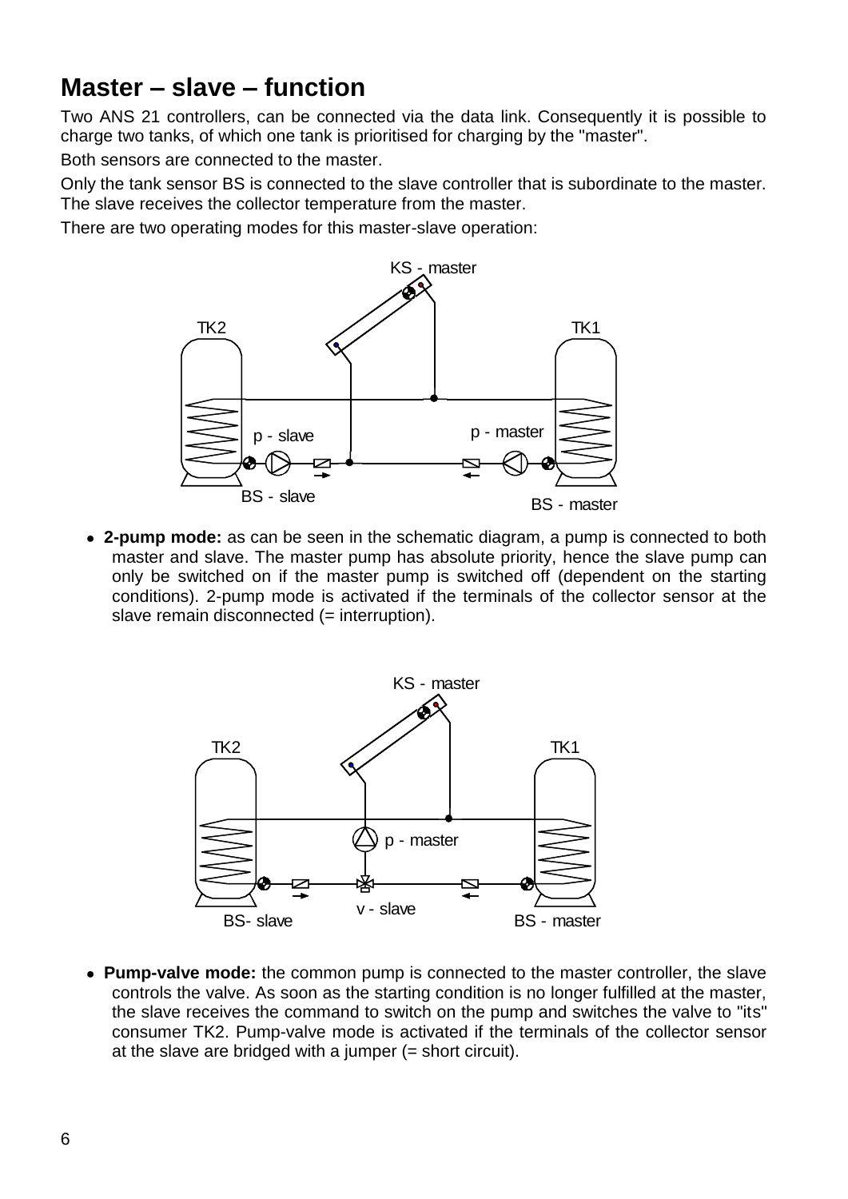# Master – slave – function

Two ANS 21 controllers, can be connected via the data link. Consequently it is possible to charge two tanks, of which one tank is prioritised for charging by the "master".

Both sensors are connected to the master.

Only the tank sensor BS is connected to the slave controller that is subordinate to the master. The slave receives the collector temperature from the master.

There are two operating modes for this master-slave operation:

- **2-pump mode:** as can be seen in the schematic diagram, a pump is connected to both master and slave. The master pump has absolute priority, hence the slave pump can only be switched on if the master pump is switched off (dependent on the starting conditions). 2-pump mode is activated if the terminals of the collector sensor at the slave remain disconnected (= interruption).

- **Pump-valve mode:** the common pump is connected to the master controller, the slave controls the valve. As soon as the starting condition is no longer fulfilled at the master, the slave receives the command to switch on the pump and switches the valve to "its" consumer TK2. Pump-valve mode is activated if the terminals of the collector sensor at the slave are bridged with a jumper (= short circuit).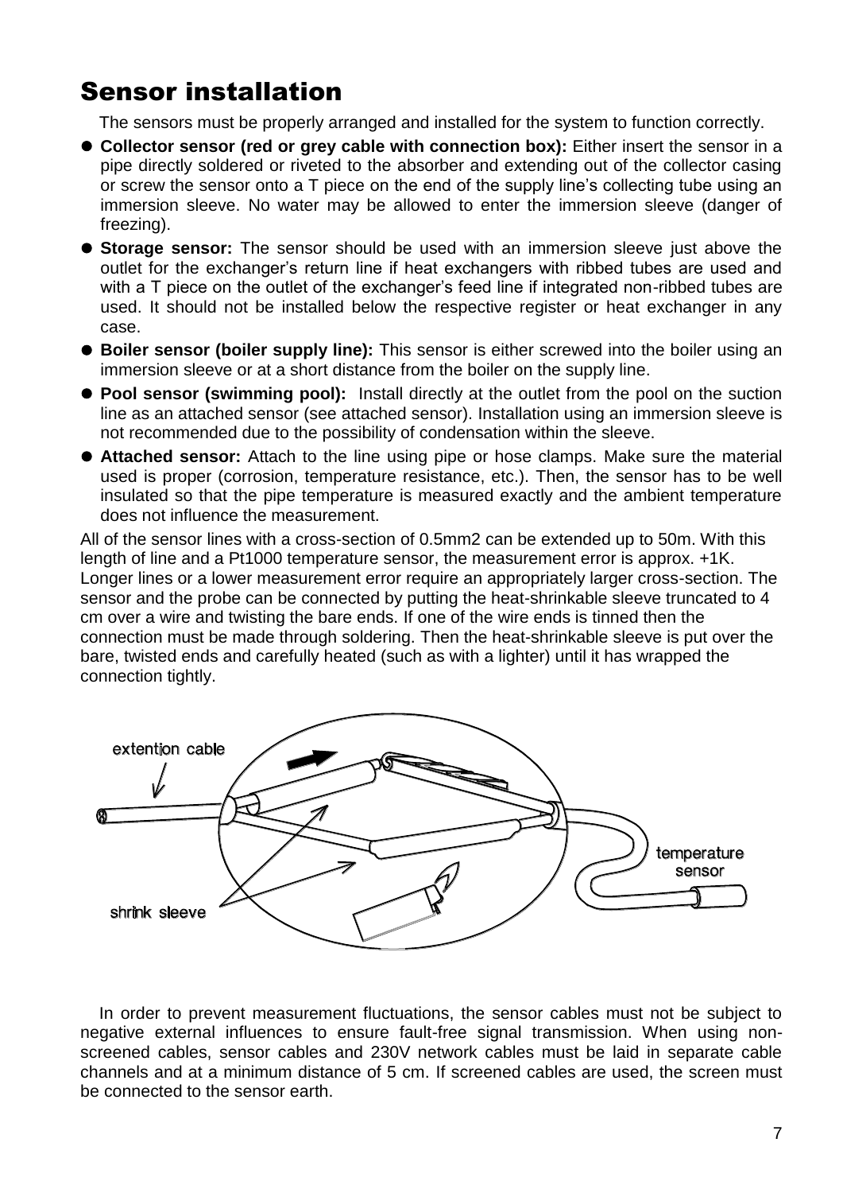# Sensor installation

The sensors must be properly arranged and installed for the system to function correctly.

- **Collector sensor (red or grey cable with connection box):** Either insert the sensor in a pipe directly soldered or riveted to the absorber and extending out of the collector casing or screw the sensor onto a T piece on the end of the supply line's collecting tube using an immersion sleeve. No water may be allowed to enter the immersion sleeve (danger of freezing).
- **Storage sensor:** The sensor should be used with an immersion sleeve just above the outlet for the exchanger's return line if heat exchangers with ribbed tubes are used and with a T piece on the outlet of the exchanger's feed line if integrated non-ribbed tubes are used. It should not be installed below the respective register or heat exchanger in any case.
- **Boiler sensor (boiler supply line):** This sensor is either screwed into the boiler using an immersion sleeve or at a short distance from the boiler on the supply line.
- **Pool sensor (swimming pool):** Install directly at the outlet from the pool on the suction line as an attached sensor (see attached sensor). Installation using an immersion sleeve is not recommended due to the possibility of condensation within the sleeve.
- **Attached sensor:** Attach to the line using pipe or hose clamps. Make sure the material used is proper (corrosion, temperature resistance, etc.). Then, the sensor has to be well insulated so that the pipe temperature is measured exactly and the ambient temperature does not influence the measurement.

All of the sensor lines with a cross-section of 0.5mm2 can be extended up to 50m. With this length of line and a Pt1000 temperature sensor, the measurement error is approx. +1K. Longer lines or a lower measurement error require an appropriately larger cross-section. The sensor and the probe can be connected by putting the heat-shrinkable sleeve truncated to 4 cm over a wire and twisting the bare ends. If one of the wire ends is tinned then the connection must be made through soldering. Then the heat-shrinkable sleeve is put over the bare, twisted ends and carefully heated (such as with a lighter) until it has wrapped the connection tightly.

extention cable

shrink sleeve

temperature sensor

In order to prevent measurement fluctuations, the sensor cables must not be subject to negative external influences to ensure fault-free signal transmission. When using non-screened cables, sensor cables and 230V network cables must be laid in separate cable channels and at a minimum distance of 5 cm. If screened cables are used, the screen must be connected to the sensor earth.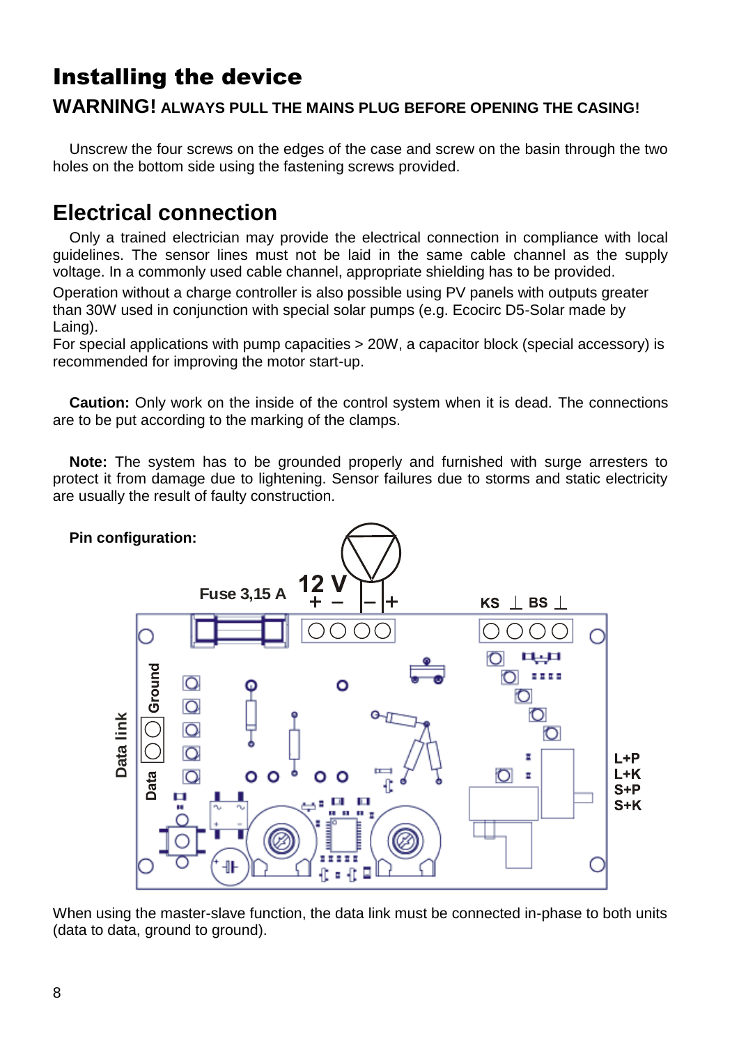# Installing the device

**WARNING! ALWAYS PULL THE MAINS PLUG BEFORE OPENING THE CASING!**

Unscrew the four screws on the edges of the case and screw on the basin through the two holes on the bottom side using the fastening screws provided.

# Electrical connection

Only a trained electrician may provide the electrical connection in compliance with local guidelines. The sensor lines must not be laid in the same cable channel as the supply voltage. In a commonly used cable channel, appropriate shielding has to be provided.

Operation without a charge controller is also possible using PV panels with outputs greater than 30W used in conjunction with special solar pumps (e.g. Ecocirc D5-Solar made by Laing).

For special applications with pump capacities > 20W, a capacitor block (special accessory) is recommended for improving the motor start-up.

**Caution:** Only work on the inside of the control system when it is dead. The connections are to be put according to the marking of the clamps.

**Note:** The system has to be grounded properly and furnished with surge arresters to protect it from damage due to lightening. Sensor failures due to storms and static electricity are usually the result of faulty construction.

**Pin configuration:**

Fuse 3,15 A — 12 V + – — – + — KS ⊥ BS ⊥ — Data link: Ground, Data — L+P, L+K, S+P, S+K

When using the master-slave function, the data link must be connected in-phase to both units (data to data, ground to ground).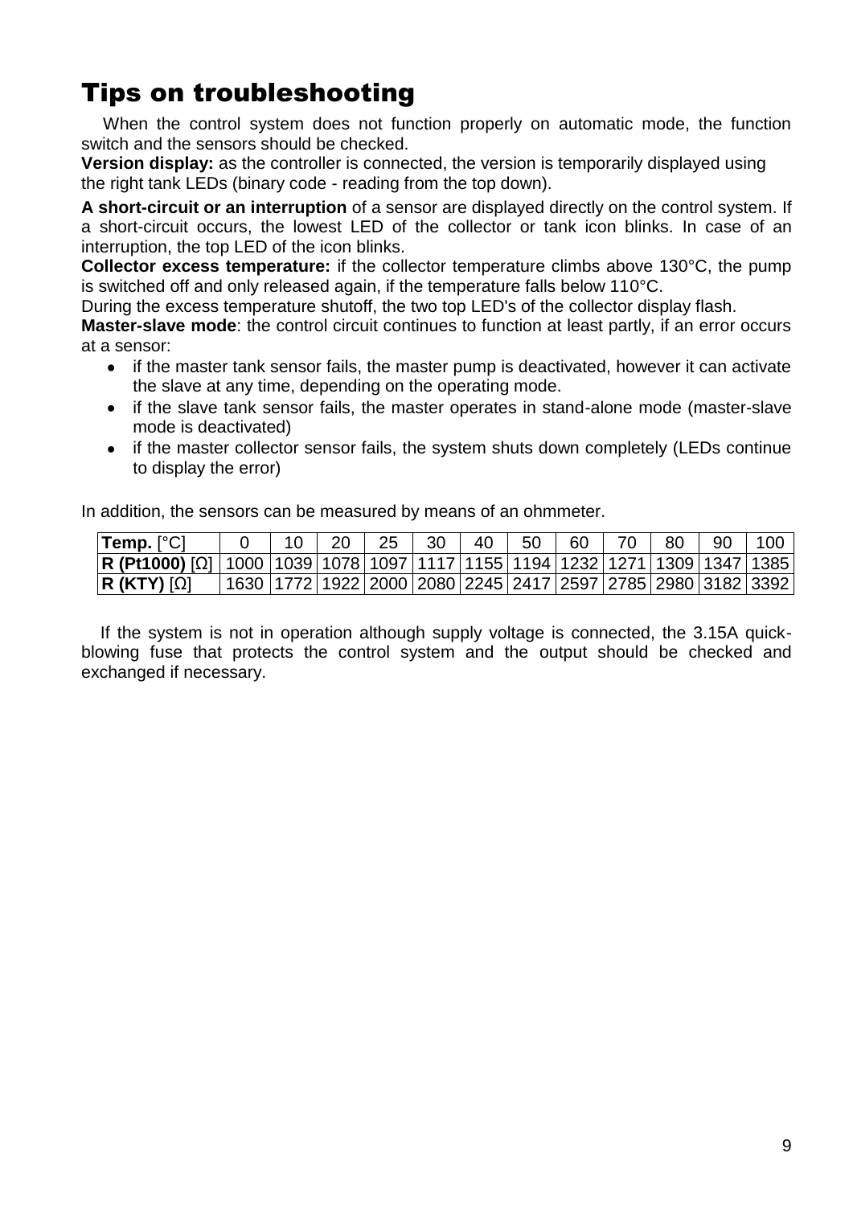# Tips on troubleshooting

When the control system does not function properly on automatic mode, the function switch and the sensors should be checked.

**Version display:** as the controller is connected, the version is temporarily displayed using the right tank LEDs (binary code - reading from the top down).

**A short-circuit or an interruption** of a sensor are displayed directly on the control system. If a short-circuit occurs, the lowest LED of the collector or tank icon blinks. In case of an interruption, the top LED of the icon blinks.

**Collector excess temperature:** if the collector temperature climbs above 130°C, the pump is switched off and only released again, if the temperature falls below 110°C.

During the excess temperature shutoff, the two top LED's of the collector display flash.

**Master-slave mode**: the control circuit continues to function at least partly, if an error occurs at a sensor:

- if the master tank sensor fails, the master pump is deactivated, however it can activate the slave at any time, depending on the operating mode.
- if the slave tank sensor fails, the master operates in stand-alone mode (master-slave mode is deactivated)
- if the master collector sensor fails, the system shuts down completely (LEDs continue to display the error)

In addition, the sensors can be measured by means of an ohmmeter.

| **Temp.** [°C] | 0 | 10 | 20 | 25 | 30 | 40 | 50 | 60 | 70 | 80 | 90 | 100 |
|---|---|---|---|---|---|---|---|---|---|---|---|---|
| **R (Pt1000)** [Ω] | 1000 | 1039 | 1078 | 1097 | 1117 | 1155 | 1194 | 1232 | 1271 | 1309 | 1347 | 1385 |
| **R (KTY)** [Ω] | 1630 | 1772 | 1922 | 2000 | 2080 | 2245 | 2417 | 2597 | 2785 | 2980 | 3182 | 3392 |

If the system is not in operation although supply voltage is connected, the 3.15A quick-blowing fuse that protects the control system and the output should be checked and exchanged if necessary.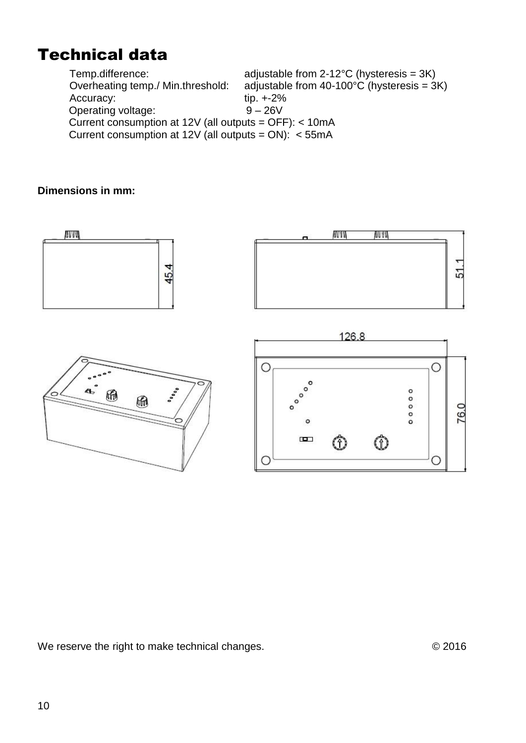# Technical data

Temp.difference: adjustable from 2-12°C (hysteresis = 3K)
Overheating temp./ Min.threshold: adjustable from 40-100°C (hysteresis = 3K)
Accuracy: tip. +-2%
Operating voltage: 9 – 26V
Current consumption at 12V (all outputs = OFF): < 10mA
Current consumption at 12V (all outputs = ON): < 55mA

**Dimensions in mm:**

45.4

51.1

126.8

76.0

We reserve the right to make technical changes. © 2016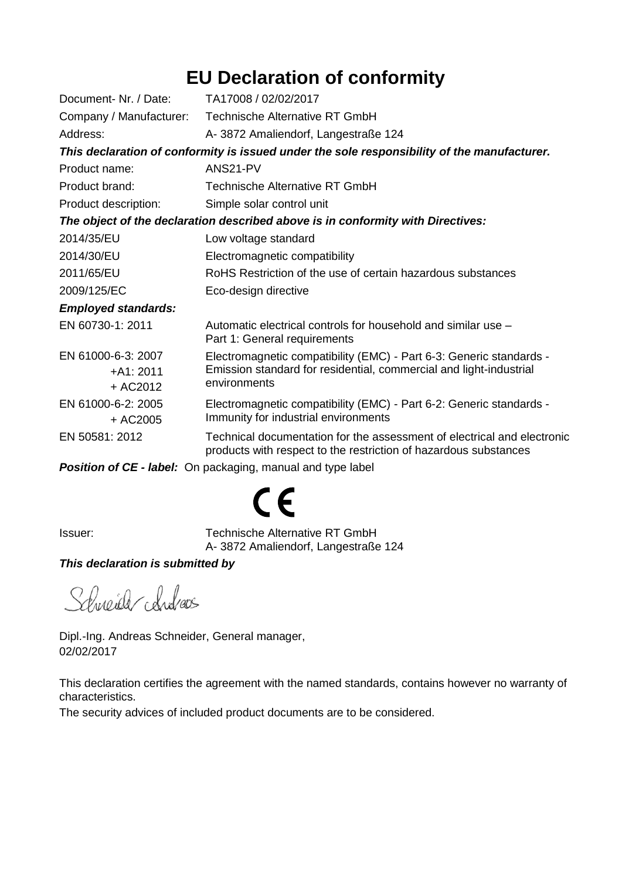# EU Declaration of conformity

| | |
|---|---|
| Document- Nr. / Date: | TA17008 / 02/02/2017 |
| Company / Manufacturer: | Technische Alternative RT GmbH |
| Address: | A- 3872 Amaliendorf, Langestraße 124 |

***This declaration of conformity is issued under the sole responsibility of the manufacturer.***

| | |
|---|---|
| Product name: | ANS21-PV |
| Product brand: | Technische Alternative RT GmbH |
| Product description: | Simple solar control unit |

***The object of the declaration described above is in conformity with Directives:***

| | |
|---|---|
| 2014/35/EU | Low voltage standard |
| 2014/30/EU | Electromagnetic compatibility |
| 2011/65/EU | RoHS Restriction of the use of certain hazardous substances |
| 2009/125/EC | Eco-design directive |

***Employed standards:***

| | |
|---|---|
| EN 60730-1: 2011 | Automatic electrical controls for household and similar use – Part 1: General requirements |
| EN 61000-6-3: 2007 +A1: 2011 + AC2012 | Electromagnetic compatibility (EMC) - Part 6-3: Generic standards - Emission standard for residential, commercial and light-industrial environments |
| EN 61000-6-2: 2005 + AC2005 | Electromagnetic compatibility (EMC) - Part 6-2: Generic standards - Immunity for industrial environments |
| EN 50581: 2012 | Technical documentation for the assessment of electrical and electronic products with respect to the restriction of hazardous substances |

***Position of CE - label:*** On packaging, manual and type label

CE

Issuer: Technische Alternative RT GmbH
A- 3872 Amaliendorf, Langestraße 124

***This declaration is submitted by***

Schneider Andreas

Dipl.-Ing. Andreas Schneider, General manager,
02/02/2017

This declaration certifies the agreement with the named standards, contains however no warranty of characteristics.

The security advices of included product documents are to be considered.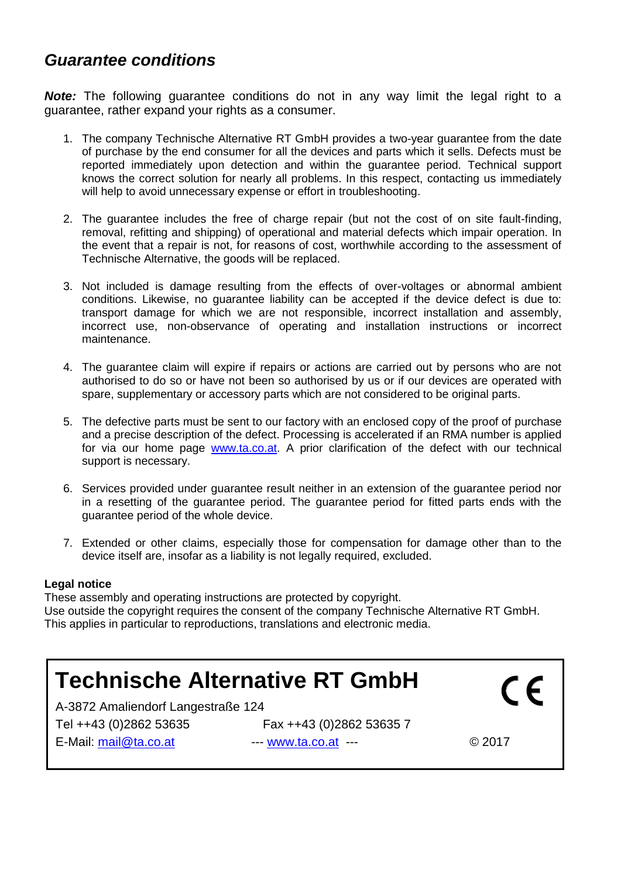## *Guarantee conditions*

***Note:*** The following guarantee conditions do not in any way limit the legal right to a guarantee, rather expand your rights as a consumer.

1. The company Technische Alternative RT GmbH provides a two-year guarantee from the date of purchase by the end consumer for all the devices and parts which it sells. Defects must be reported immediately upon detection and within the guarantee period. Technical support knows the correct solution for nearly all problems. In this respect, contacting us immediately will help to avoid unnecessary expense or effort in troubleshooting.

2. The guarantee includes the free of charge repair (but not the cost of on site fault-finding, removal, refitting and shipping) of operational and material defects which impair operation. In the event that a repair is not, for reasons of cost, worthwhile according to the assessment of Technische Alternative, the goods will be replaced.

3. Not included is damage resulting from the effects of over-voltages or abnormal ambient conditions. Likewise, no guarantee liability can be accepted if the device defect is due to: transport damage for which we are not responsible, incorrect installation and assembly, incorrect use, non-observance of operating and installation instructions or incorrect maintenance.

4. The guarantee claim will expire if repairs or actions are carried out by persons who are not authorised to do so or have not been so authorised by us or if our devices are operated with spare, supplementary or accessory parts which are not considered to be original parts.

5. The defective parts must be sent to our factory with an enclosed copy of the proof of purchase and a precise description of the defect. Processing is accelerated if an RMA number is applied for via our home page www.ta.co.at. A prior clarification of the defect with our technical support is necessary.

6. Services provided under guarantee result neither in an extension of the guarantee period nor in a resetting of the guarantee period. The guarantee period for fitted parts ends with the guarantee period of the whole device.

7. Extended or other claims, especially those for compensation for damage other than to the device itself are, insofar as a liability is not legally required, excluded.

**Legal notice**

These assembly and operating instructions are protected by copyright.
Use outside the copyright requires the consent of the company Technische Alternative RT GmbH.
This applies in particular to reproductions, translations and electronic media.

# Technische Alternative RT GmbH

CE

A-3872 Amaliendorf Langestraße 124

Tel ++43 (0)2862 53635 Fax ++43 (0)2862 53635 7

E-Mail: mail@ta.co.at --- www.ta.co.at --- © 2017